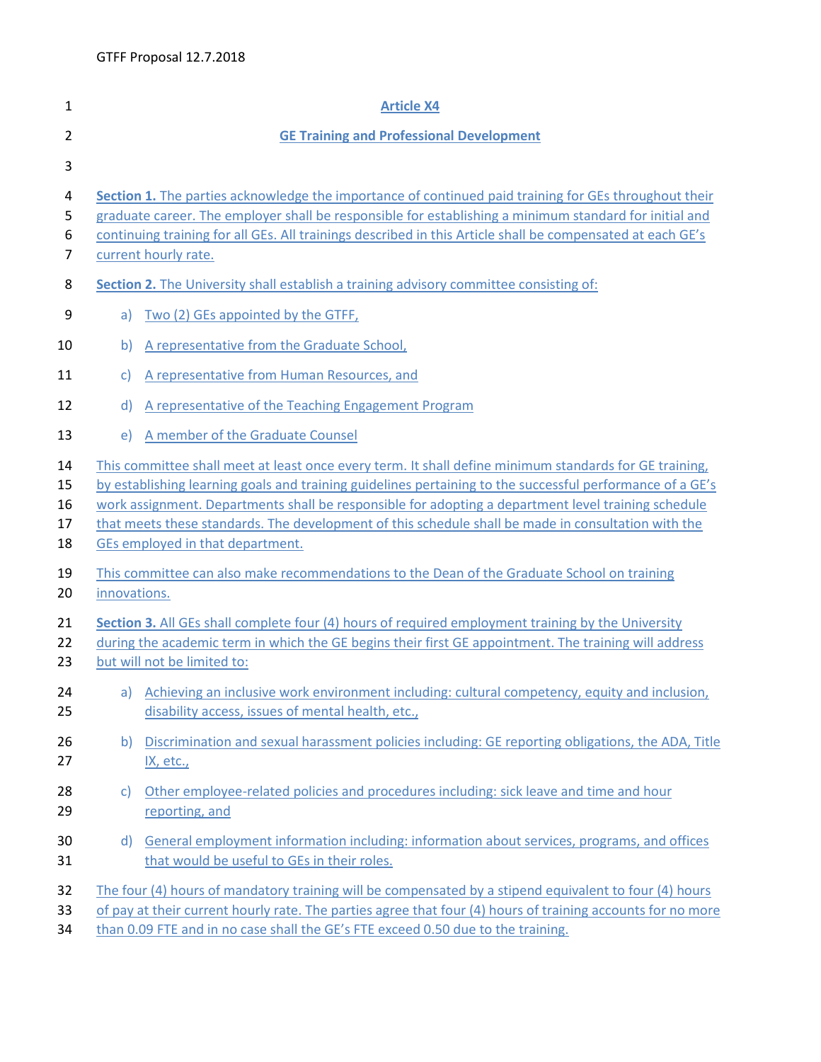# Article X4

## GE Training and Professional Development

**Section 1.** The parties acknowledge the importance of continued paid training for GEs throughout their graduate career. The employer shall be responsible for establishing a minimum standard for initial and continuing training for all GEs. All trainings described in this Article shall be compensated at each GE's current hourly rate.

**Section 2.** The University shall establish a training advisory committee consisting of:

a) Two (2) GEs appointed by the GTFF,

b) A representative from the Graduate School,

c) A representative from Human Resources, and

d) A representative of the Teaching Engagement Program

e) A member of the Graduate Counsel

This committee shall meet at least once every term. It shall define minimum standards for GE training, by establishing learning goals and training guidelines pertaining to the successful performance of a GE's work assignment. Departments shall be responsible for adopting a department level training schedule that meets these standards. The development of this schedule shall be made in consultation with the GEs employed in that department.

This committee can also make recommendations to the Dean of the Graduate School on training innovations.

**Section 3.** All GEs shall complete four (4) hours of required employment training by the University during the academic term in which the GE begins their first GE appointment. The training will address but will not be limited to:

a) Achieving an inclusive work environment including: cultural competency, equity and inclusion, disability access, issues of mental health, etc.,

b) Discrimination and sexual harassment policies including: GE reporting obligations, the ADA, Title IX, etc.,

c) Other employee-related policies and procedures including: sick leave and time and hour reporting, and

d) General employment information including: information about services, programs, and offices that would be useful to GEs in their roles.

The four (4) hours of mandatory training will be compensated by a stipend equivalent to four (4) hours of pay at their current hourly rate. The parties agree that four (4) hours of training accounts for no more than 0.09 FTE and in no case shall the GE's FTE exceed 0.50 due to the training.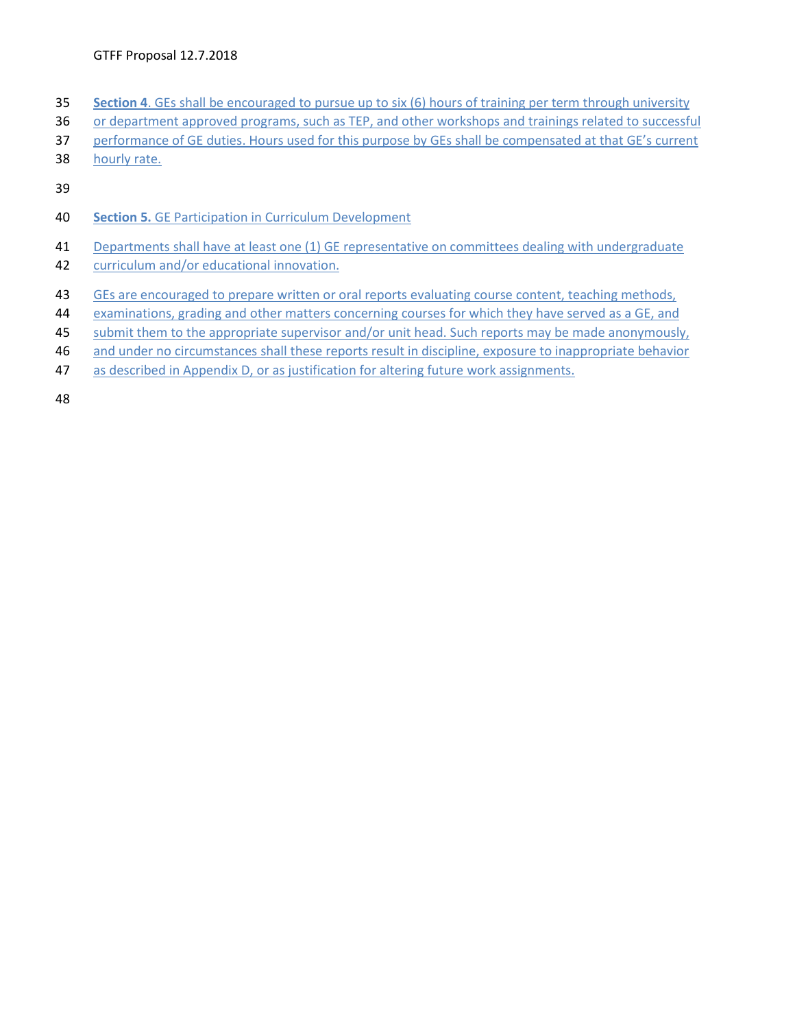**Section 4**. GEs shall be encouraged to pursue up to six (6) hours of training per term through university or department approved programs, such as TEP, and other workshops and trainings related to successful performance of GE duties. Hours used for this purpose by GEs shall be compensated at that GE's current hourly rate.

**Section 5.** GE Participation in Curriculum Development

Departments shall have at least one (1) GE representative on committees dealing with undergraduate curriculum and/or educational innovation.

GEs are encouraged to prepare written or oral reports evaluating course content, teaching methods, examinations, grading and other matters concerning courses for which they have served as a GE, and submit them to the appropriate supervisor and/or unit head. Such reports may be made anonymously, and under no circumstances shall these reports result in discipline, exposure to inappropriate behavior as described in Appendix D, or as justification for altering future work assignments.